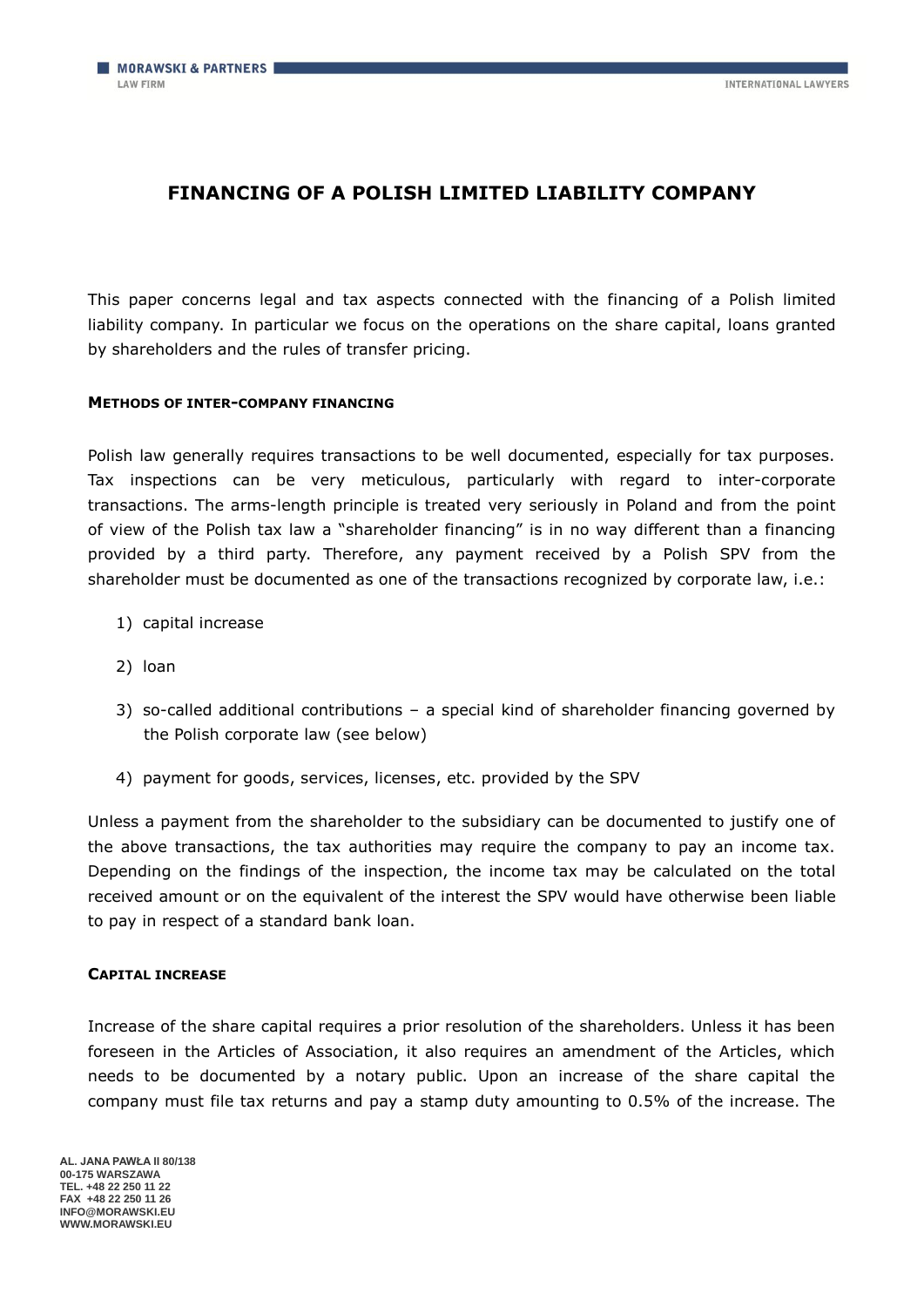# FINANCING OF A POLISH LIMITED LIABILITY COMPANY

This paper concerns legal and tax aspects connected with the financing of a Polish limited liability company. In particular we focus on the operations on the share capital, loans granted by shareholders and the rules of transfer pricing.

#### METHODS OF INTER-COMPANY FINANCING

Polish law generally requires transactions to be well documented, especially for tax purposes. Tax inspections can be very meticulous, particularly with regard to inter-corporate transactions. The arms-length principle is treated very seriously in Poland and from the point of view of the Polish tax law a "shareholder financing" is in no way different than a financing provided by a third party. Therefore, any payment received by a Polish SPV from the shareholder must be documented as one of the transactions recognized by corporate law, i.e.:

1) capital increase
2) loan
3) so-called additional contributions – a special kind of shareholder financing governed by the Polish corporate law (see below)
4) payment for goods, services, licenses, etc. provided by the SPV

Unless a payment from the shareholder to the subsidiary can be documented to justify one of the above transactions, the tax authorities may require the company to pay an income tax. Depending on the findings of the inspection, the income tax may be calculated on the total received amount or on the equivalent of the interest the SPV would have otherwise been liable to pay in respect of a standard bank loan.

#### CAPITAL INCREASE

Increase of the share capital requires a prior resolution of the shareholders. Unless it has been foreseen in the Articles of Association, it also requires an amendment of the Articles, which needs to be documented by a notary public. Upon an increase of the share capital the company must file tax returns and pay a stamp duty amounting to 0.5% of the increase. The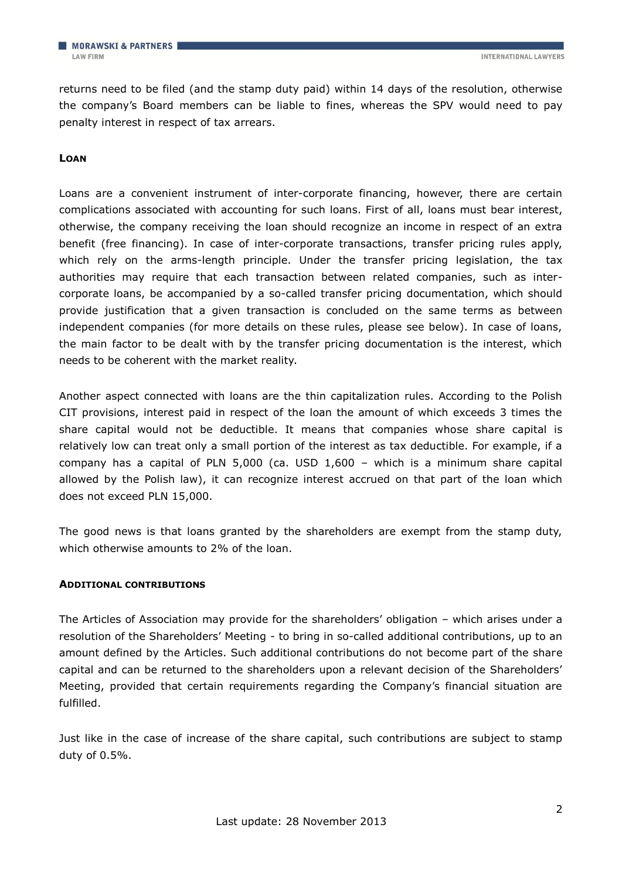returns need to be filed (and the stamp duty paid) within 14 days of the resolution, otherwise the company's Board members can be liable to fines, whereas the SPV would need to pay penalty interest in respect of tax arrears.

## Loan

Loans are a convenient instrument of inter-corporate financing, however, there are certain complications associated with accounting for such loans. First of all, loans must bear interest, otherwise, the company receiving the loan should recognize an income in respect of an extra benefit (free financing). In case of inter-corporate transactions, transfer pricing rules apply, which rely on the arms-length principle. Under the transfer pricing legislation, the tax authorities may require that each transaction between related companies, such as inter-corporate loans, be accompanied by a so-called transfer pricing documentation, which should provide justification that a given transaction is concluded on the same terms as between independent companies (for more details on these rules, please see below). In case of loans, the main factor to be dealt with by the transfer pricing documentation is the interest, which needs to be coherent with the market reality.

Another aspect connected with loans are the thin capitalization rules. According to the Polish CIT provisions, interest paid in respect of the loan the amount of which exceeds 3 times the share capital would not be deductible. It means that companies whose share capital is relatively low can treat only a small portion of the interest as tax deductible. For example, if a company has a capital of PLN 5,000 (ca. USD 1,600 – which is a minimum share capital allowed by the Polish law), it can recognize interest accrued on that part of the loan which does not exceed PLN 15,000.

The good news is that loans granted by the shareholders are exempt from the stamp duty, which otherwise amounts to 2% of the loan.

## Additional contributions

The Articles of Association may provide for the shareholders' obligation – which arises under a resolution of the Shareholders' Meeting - to bring in so-called additional contributions, up to an amount defined by the Articles. Such additional contributions do not become part of the share capital and can be returned to the shareholders upon a relevant decision of the Shareholders' Meeting, provided that certain requirements regarding the Company's financial situation are fulfilled.

Just like in the case of increase of the share capital, such contributions are subject to stamp duty of 0.5%.

Last update: 28 November 2013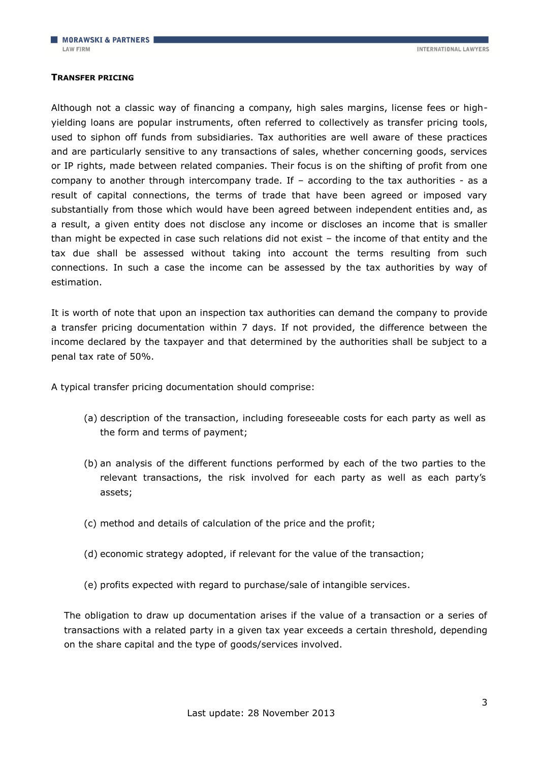**TRANSFER PRICING**

Although not a classic way of financing a company, high sales margins, license fees or high-yielding loans are popular instruments, often referred to collectively as transfer pricing tools, used to siphon off funds from subsidiaries. Tax authorities are well aware of these practices and are particularly sensitive to any transactions of sales, whether concerning goods, services or IP rights, made between related companies. Their focus is on the shifting of profit from one company to another through intercompany trade. If – according to the tax authorities - as a result of capital connections, the terms of trade that have been agreed or imposed vary substantially from those which would have been agreed between independent entities and, as a result, a given entity does not disclose any income or discloses an income that is smaller than might be expected in case such relations did not exist – the income of that entity and the tax due shall be assessed without taking into account the terms resulting from such connections. In such a case the income can be assessed by the tax authorities by way of estimation.

It is worth of note that upon an inspection tax authorities can demand the company to provide a transfer pricing documentation within 7 days. If not provided, the difference between the income declared by the taxpayer and that determined by the authorities shall be subject to a penal tax rate of 50%.

A typical transfer pricing documentation should comprise:

(a) description of the transaction, including foreseeable costs for each party as well as the form and terms of payment;

(b) an analysis of the different functions performed by each of the two parties to the relevant transactions, the risk involved for each party as well as each party's assets;

(c) method and details of calculation of the price and the profit;

(d) economic strategy adopted, if relevant for the value of the transaction;

(e) profits expected with regard to purchase/sale of intangible services.

The obligation to draw up documentation arises if the value of a transaction or a series of transactions with a related party in a given tax year exceeds a certain threshold, depending on the share capital and the type of goods/services involved.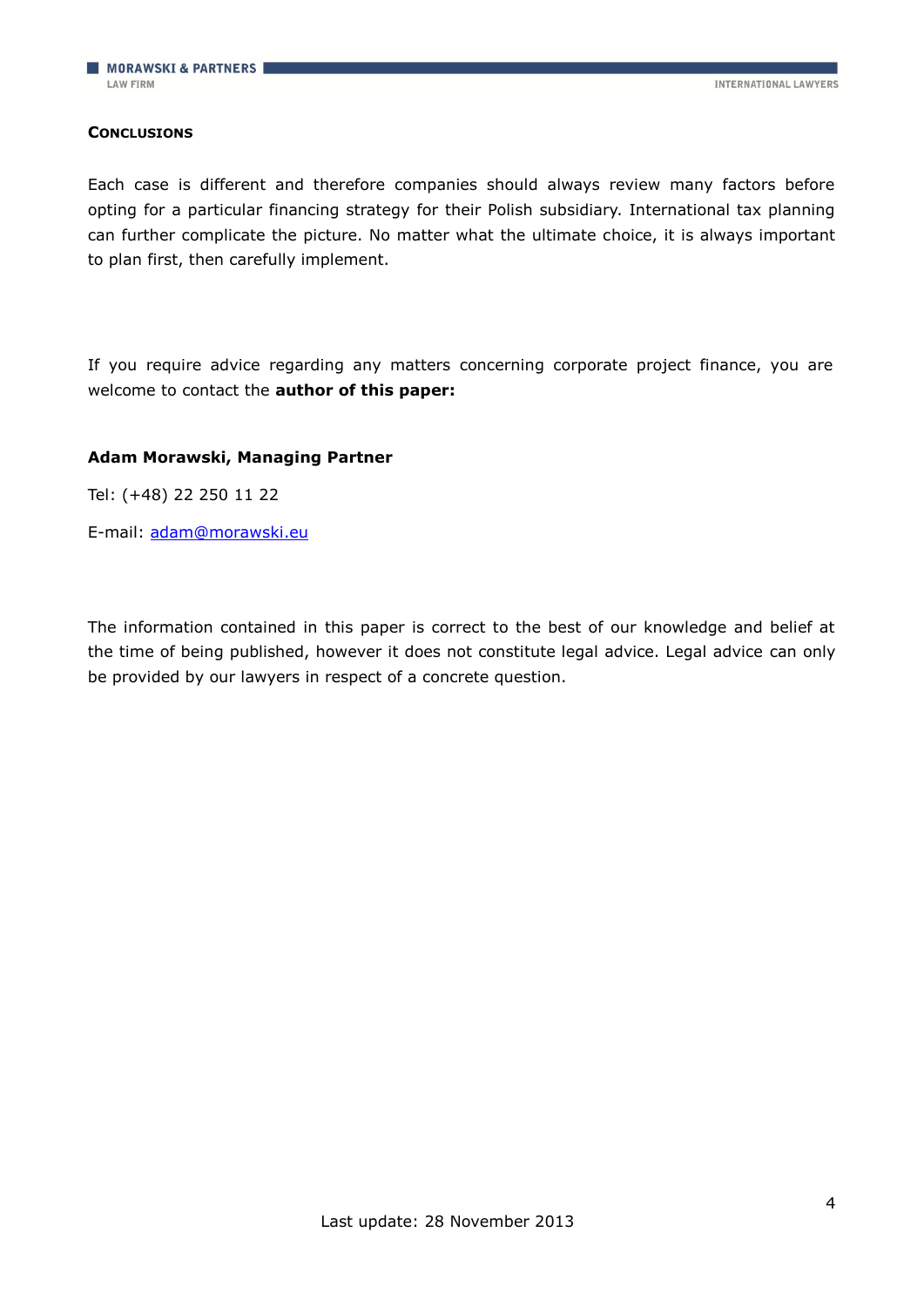## CONCLUSIONS

Each case is different and therefore companies should always review many factors before opting for a particular financing strategy for their Polish subsidiary. International tax planning can further complicate the picture. No matter what the ultimate choice, it is always important to plan first, then carefully implement.

If you require advice regarding any matters concerning corporate project finance, you are welcome to contact the **author of this paper:**

**Adam Morawski, Managing Partner**

Tel: (+48) 22 250 11 22

E-mail: adam@morawski.eu

The information contained in this paper is correct to the best of our knowledge and belief at the time of being published, however it does not constitute legal advice. Legal advice can only be provided by our lawyers in respect of a concrete question.

Last update: 28 November 2013